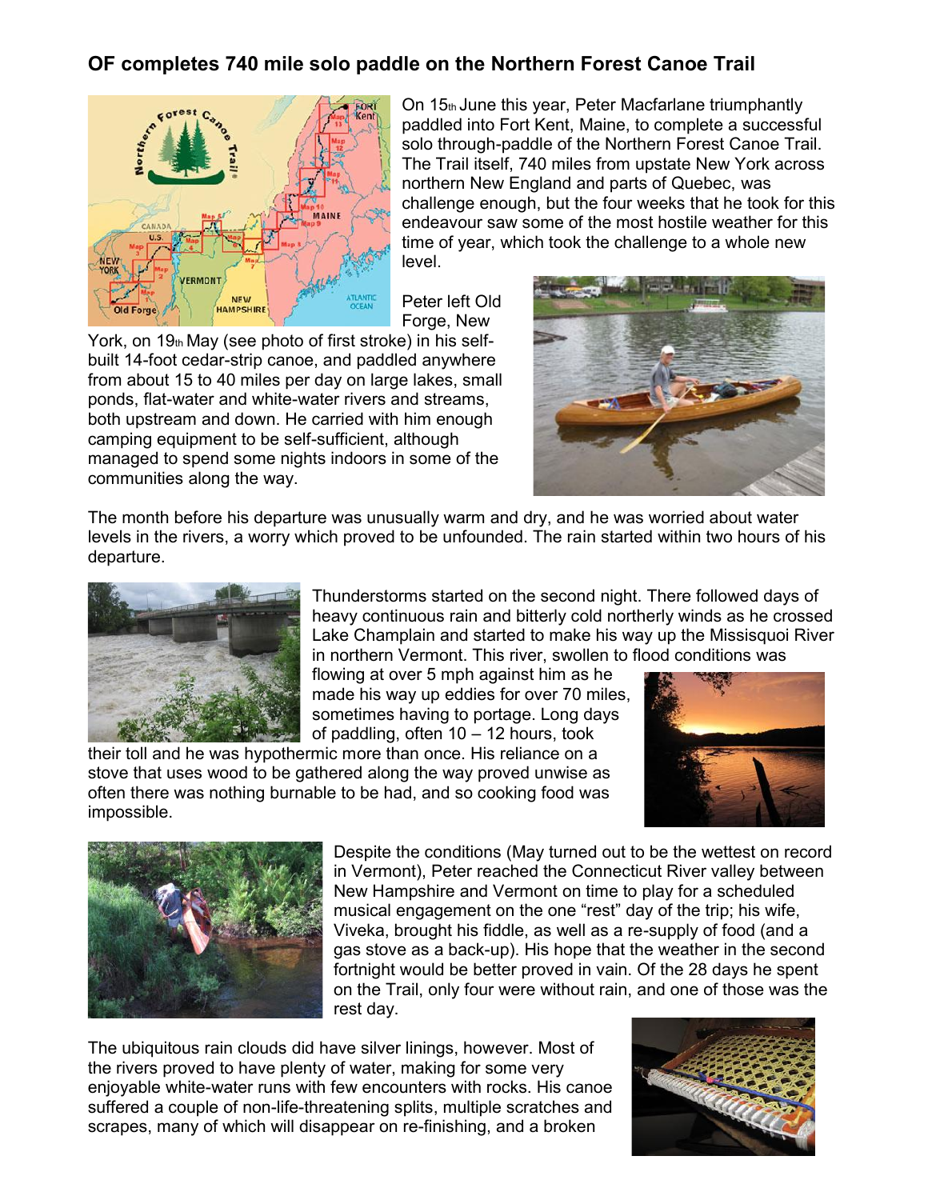## OF completes 740 mile solo paddle on the Northern Forest Canoe Trail

On 15th June this year, Peter Macfarlane triumphantly paddled into Fort Kent, Maine, to complete a successful solo through-paddle of the Northern Forest Canoe Trail. The Trail itself, 740 miles from upstate New York across northern New England and parts of Quebec, was challenge enough, but the four weeks that he took for this endeavour saw some of the most hostile weather for this time of year, which took the challenge to a whole new level.

Peter left Old Forge, New York, on 19th May (see photo of first stroke) in his self-built 14-foot cedar-strip canoe, and paddled anywhere from about 15 to 40 miles per day on large lakes, small ponds, flat-water and white-water rivers and streams, both upstream and down. He carried with him enough camping equipment to be self-sufficient, although managed to spend some nights indoors in some of the communities along the way.

The month before his departure was unusually warm and dry, and he was worried about water levels in the rivers, a worry which proved to be unfounded. The rain started within two hours of his departure.

Thunderstorms started on the second night. There followed days of heavy continuous rain and bitterly cold northerly winds as he crossed Lake Champlain and started to make his way up the Missisquoi River in northern Vermont. This river, swollen to flood conditions was flowing at over 5 mph against him as he made his way up eddies for over 70 miles, sometimes having to portage. Long days of paddling, often 10 – 12 hours, took their toll and he was hypothermic more than once. His reliance on a stove that uses wood to be gathered along the way proved unwise as often there was nothing burnable to be had, and so cooking food was impossible.

Despite the conditions (May turned out to be the wettest on record in Vermont), Peter reached the Connecticut River valley between New Hampshire and Vermont on time to play for a scheduled musical engagement on the one "rest" day of the trip; his wife, Viveka, brought his fiddle, as well as a re-supply of food (and a gas stove as a back-up). His hope that the weather in the second fortnight would be better proved in vain. Of the 28 days he spent on the Trail, only four were without rain, and one of those was the rest day.

The ubiquitous rain clouds did have silver linings, however. Most of the rivers proved to have plenty of water, making for some very enjoyable white-water runs with few encounters with rocks. His canoe suffered a couple of non-life-threatening splits, multiple scratches and scrapes, many of which will disappear on re-finishing, and a broken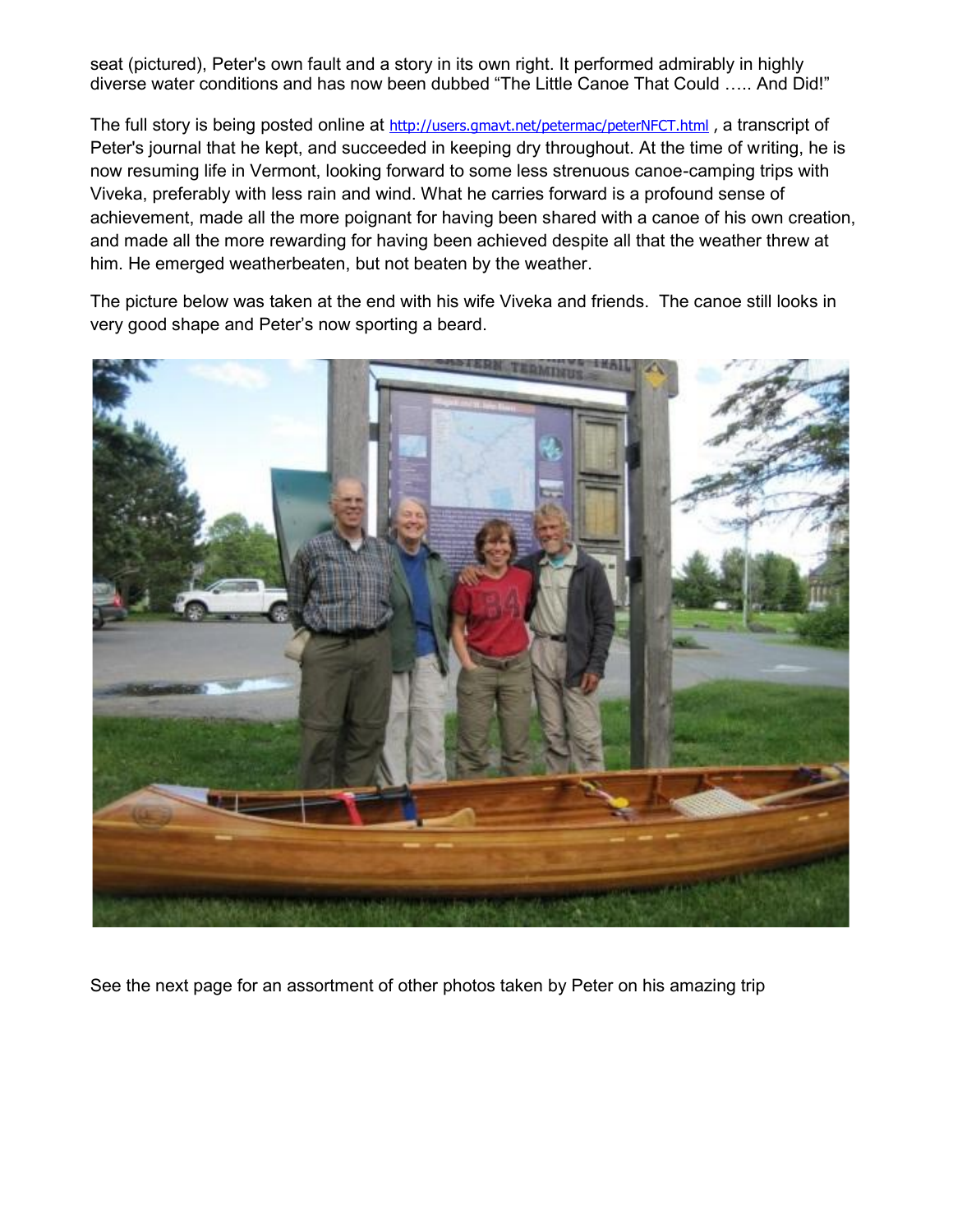seat (pictured), Peter's own fault and a story in its own right. It performed admirably in highly diverse water conditions and has now been dubbed “The Little Canoe That Could ….. And Did!”

The full story is being posted online at http://users.gmavt.net/petermac/peterNFCT.html , a transcript of Peter's journal that he kept, and succeeded in keeping dry throughout. At the time of writing, he is now resuming life in Vermont, looking forward to some less strenuous canoe-camping trips with Viveka, preferably with less rain and wind. What he carries forward is a profound sense of achievement, made all the more poignant for having been shared with a canoe of his own creation, and made all the more rewarding for having been achieved despite all that the weather threw at him. He emerged weatherbeaten, but not beaten by the weather.

The picture below was taken at the end with his wife Viveka and friends. The canoe still looks in very good shape and Peter’s now sporting a beard.

See the next page for an assortment of other photos taken by Peter on his amazing trip